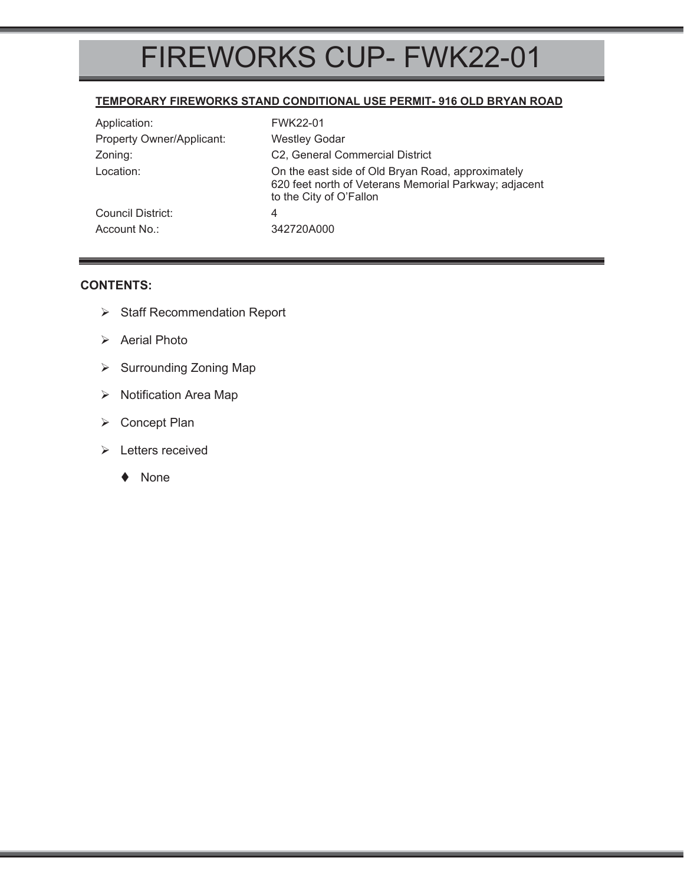# FIREWORKS CUP- FWK22-01

**TEMPORARY FIREWORKS STAND CONDITIONAL USE PERMIT- 916 OLD BRYAN ROAD**

| | |
|---|---|
| Application: | FWK22-01 |
| Property Owner/Applicant: | Westley Godar |
| Zoning: | C2, General Commercial District |
| Location: | On the east side of Old Bryan Road, approximately 620 feet north of Veterans Memorial Parkway; adjacent to the City of O'Fallon |
| Council District: | 4 |
| Account No.: | 342720A000 |

**CONTENTS:**

- Staff Recommendation Report
- Aerial Photo
- Surrounding Zoning Map
- Notification Area Map
- Concept Plan
- Letters received
  - None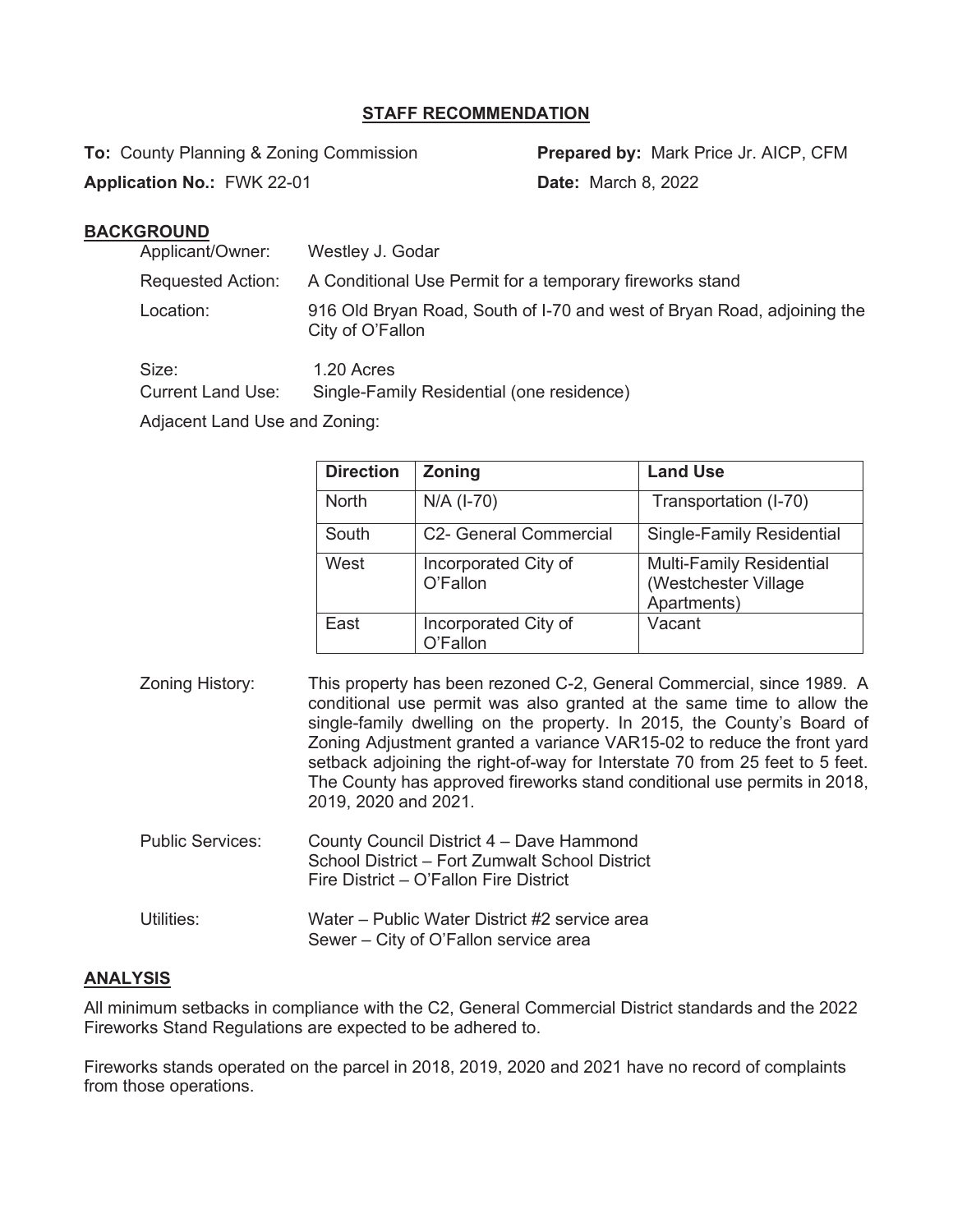## STAFF RECOMMENDATION

**To:** County Planning & Zoning Commission

**Prepared by:** Mark Price Jr. AICP, CFM

**Application No.:** FWK 22-01

**Date:** March 8, 2022

### BACKGROUND

Applicant/Owner: Westley J. Godar

Requested Action: A Conditional Use Permit for a temporary fireworks stand

Location: 916 Old Bryan Road, South of I-70 and west of Bryan Road, adjoining the City of O'Fallon

Size: 1.20 Acres

Current Land Use: Single-Family Residential (one residence)

Adjacent Land Use and Zoning:

| Direction | Zoning | Land Use |
| --- | --- | --- |
| North | N/A (I-70) | Transportation (I-70) |
| South | C2- General Commercial | Single-Family Residential |
| West | Incorporated City of O'Fallon | Multi-Family Residential (Westchester Village Apartments) |
| East | Incorporated City of O'Fallon | Vacant |

Zoning History: This property has been rezoned C-2, General Commercial, since 1989. A conditional use permit was also granted at the same time to allow the single-family dwelling on the property. In 2015, the County's Board of Zoning Adjustment granted a variance VAR15-02 to reduce the front yard setback adjoining the right-of-way for Interstate 70 from 25 feet to 5 feet. The County has approved fireworks stand conditional use permits in 2018, 2019, 2020 and 2021.

Public Services: County Council District 4 – Dave Hammond
School District – Fort Zumwalt School District
Fire District – O'Fallon Fire District

Utilities: Water – Public Water District #2 service area
Sewer – City of O'Fallon service area

### ANALYSIS

All minimum setbacks in compliance with the C2, General Commercial District standards and the 2022 Fireworks Stand Regulations are expected to be adhered to.

Fireworks stands operated on the parcel in 2018, 2019, 2020 and 2021 have no record of complaints from those operations.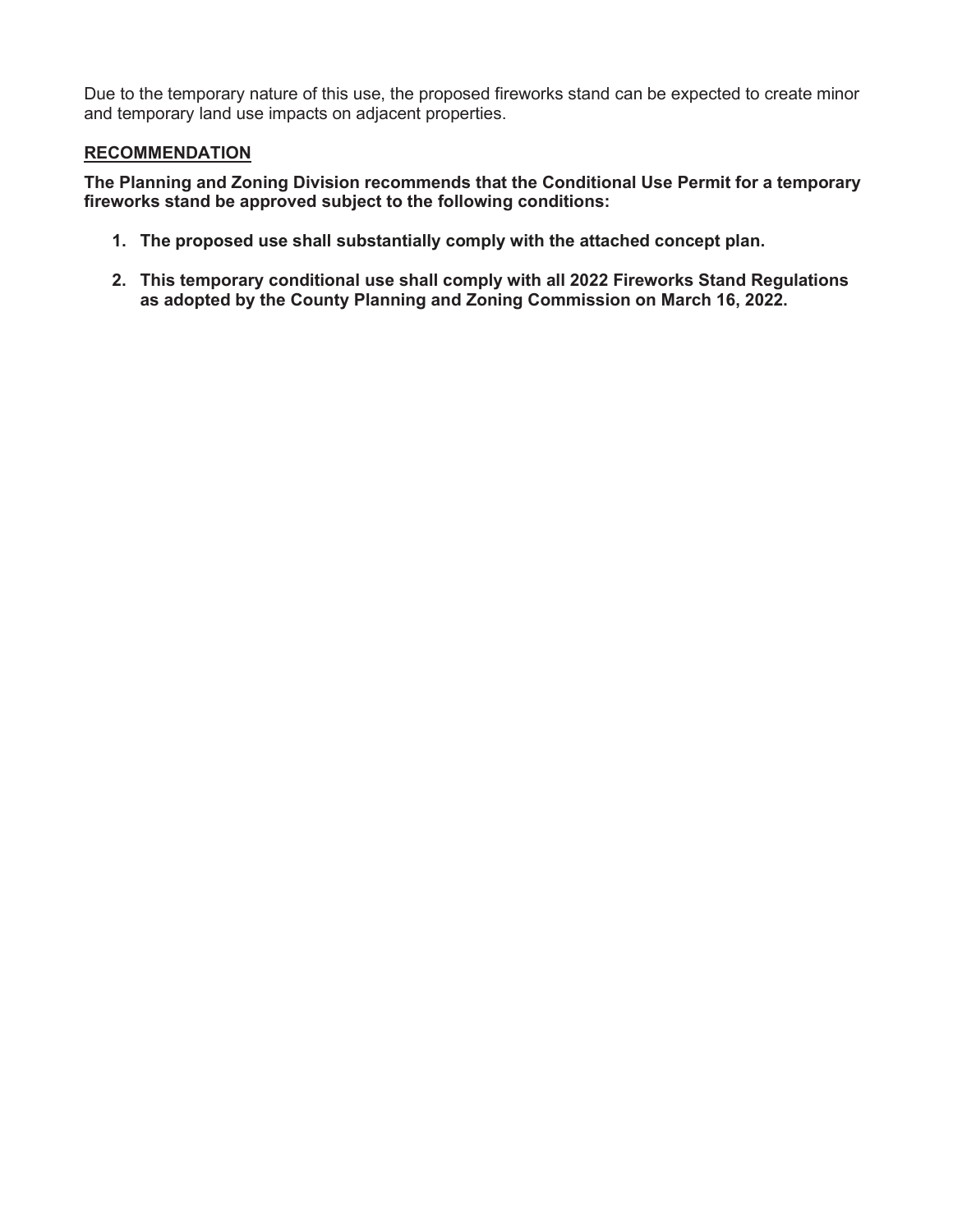Due to the temporary nature of this use, the proposed fireworks stand can be expected to create minor and temporary land use impacts on adjacent properties.

## RECOMMENDATION

**The Planning and Zoning Division recommends that the Conditional Use Permit for a temporary fireworks stand be approved subject to the following conditions:**

1. **The proposed use shall substantially comply with the attached concept plan.**

2. **This temporary conditional use shall comply with all 2022 Fireworks Stand Regulations as adopted by the County Planning and Zoning Commission on March 16, 2022.**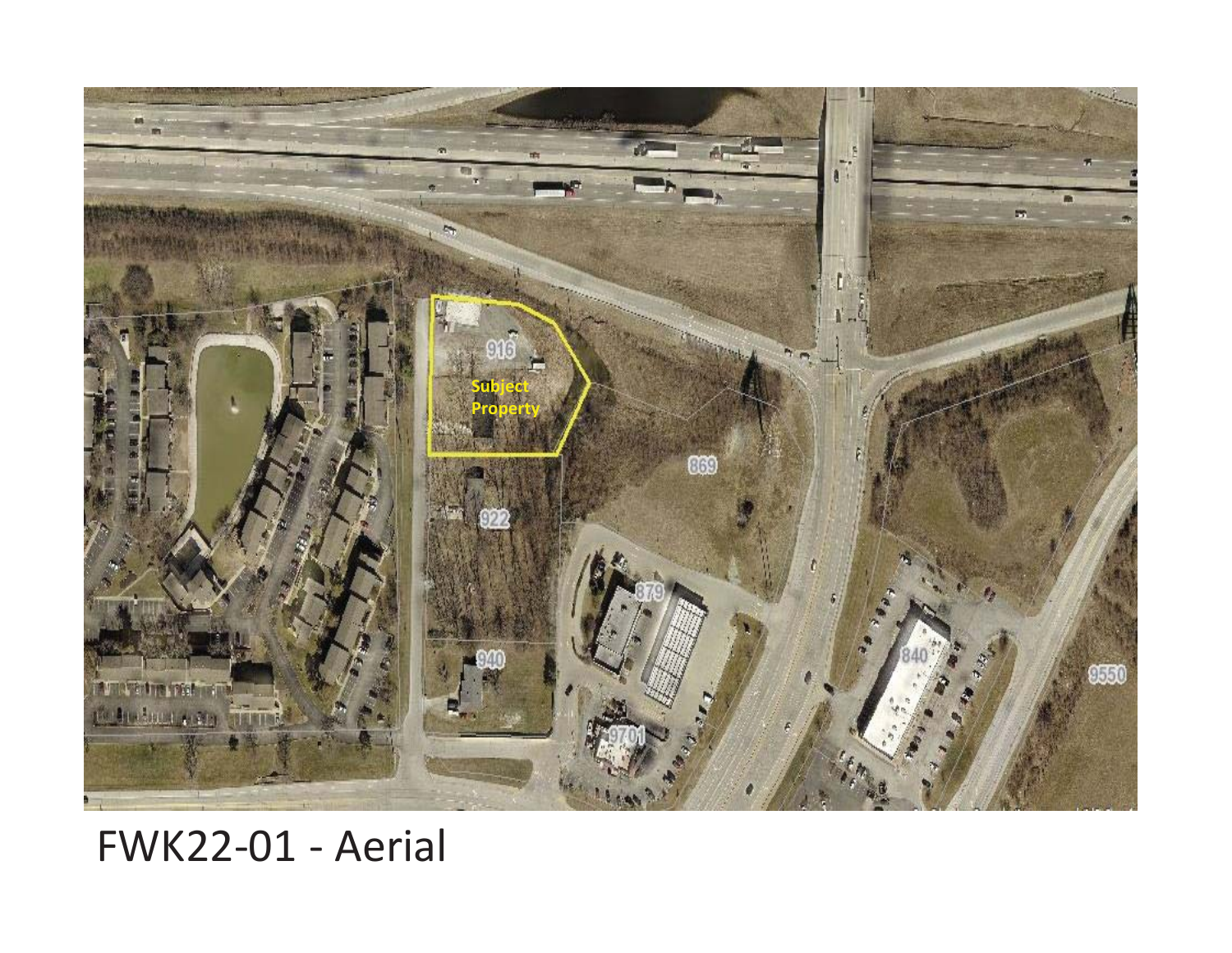FWK22-01 - Aerial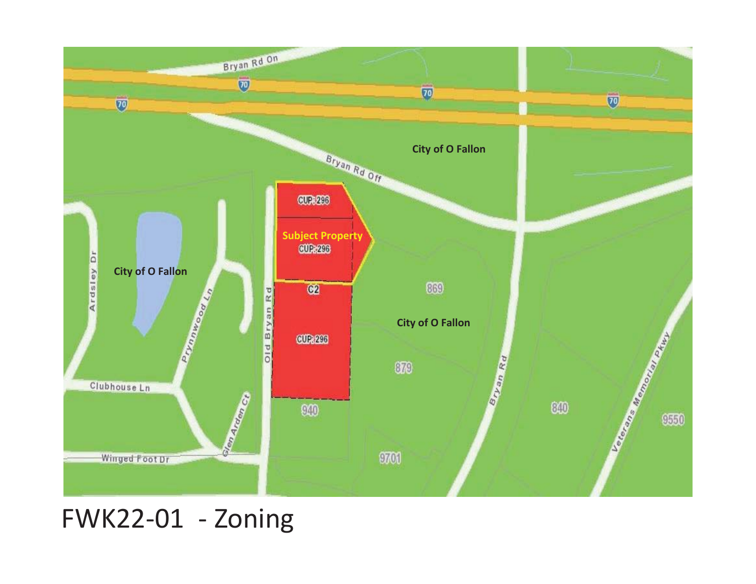Bryan Rd On

70

70

70

70

City of O Fallon

Bryan Rd Off

CUP:296

Subject Property

CUP:296

C2

CUP:296

City of O Fallon

City of O Fallon

869

879

940

9701

840

9550

Ardsley Dr

Prynnwood Ln

Old Bryan Rd

Clubhouse Ln

Glen Arden Ct

Winged Foot Dr

Bryan Rd

Veterans Memorial Pkwy

FWK22-01 - Zoning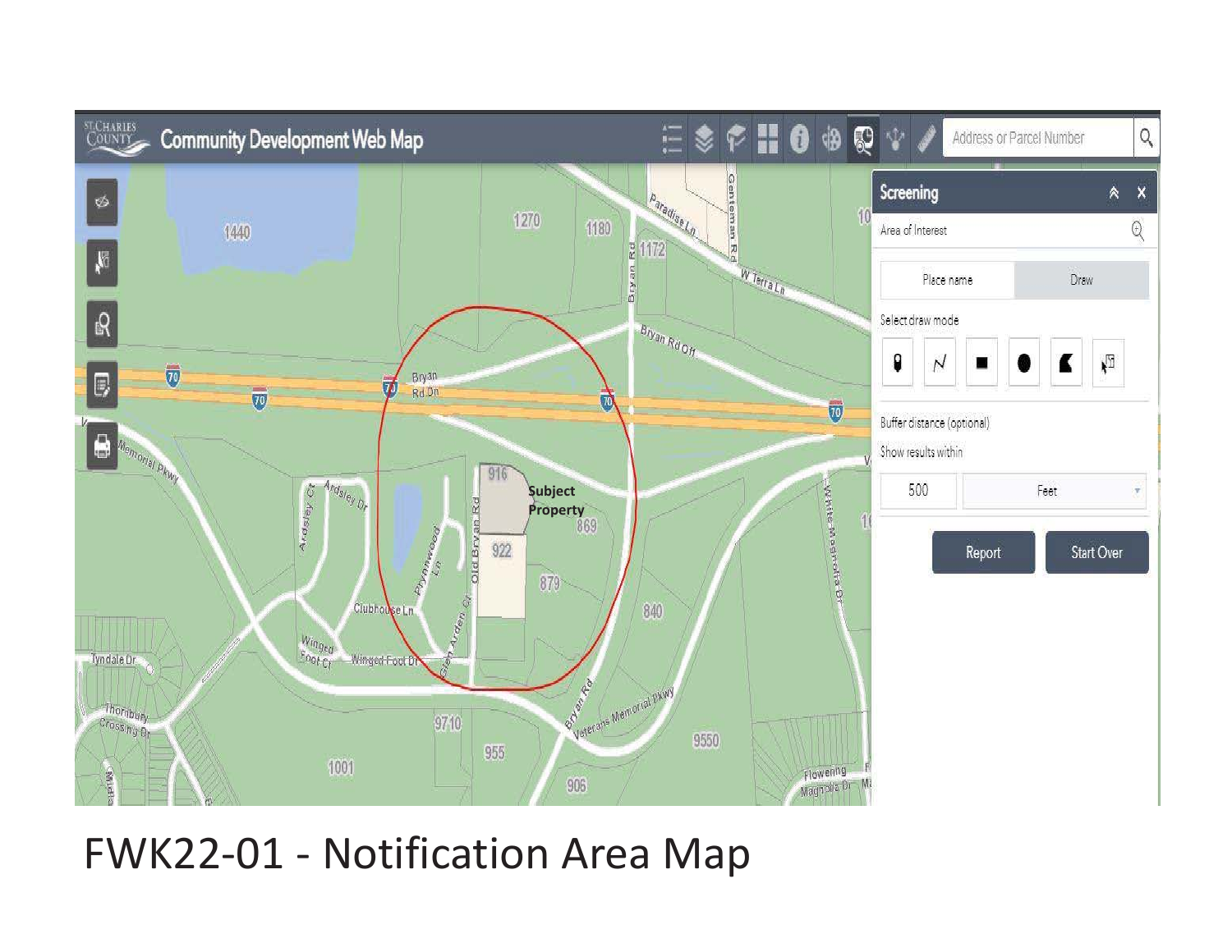FWK22-01 - Notification Area Map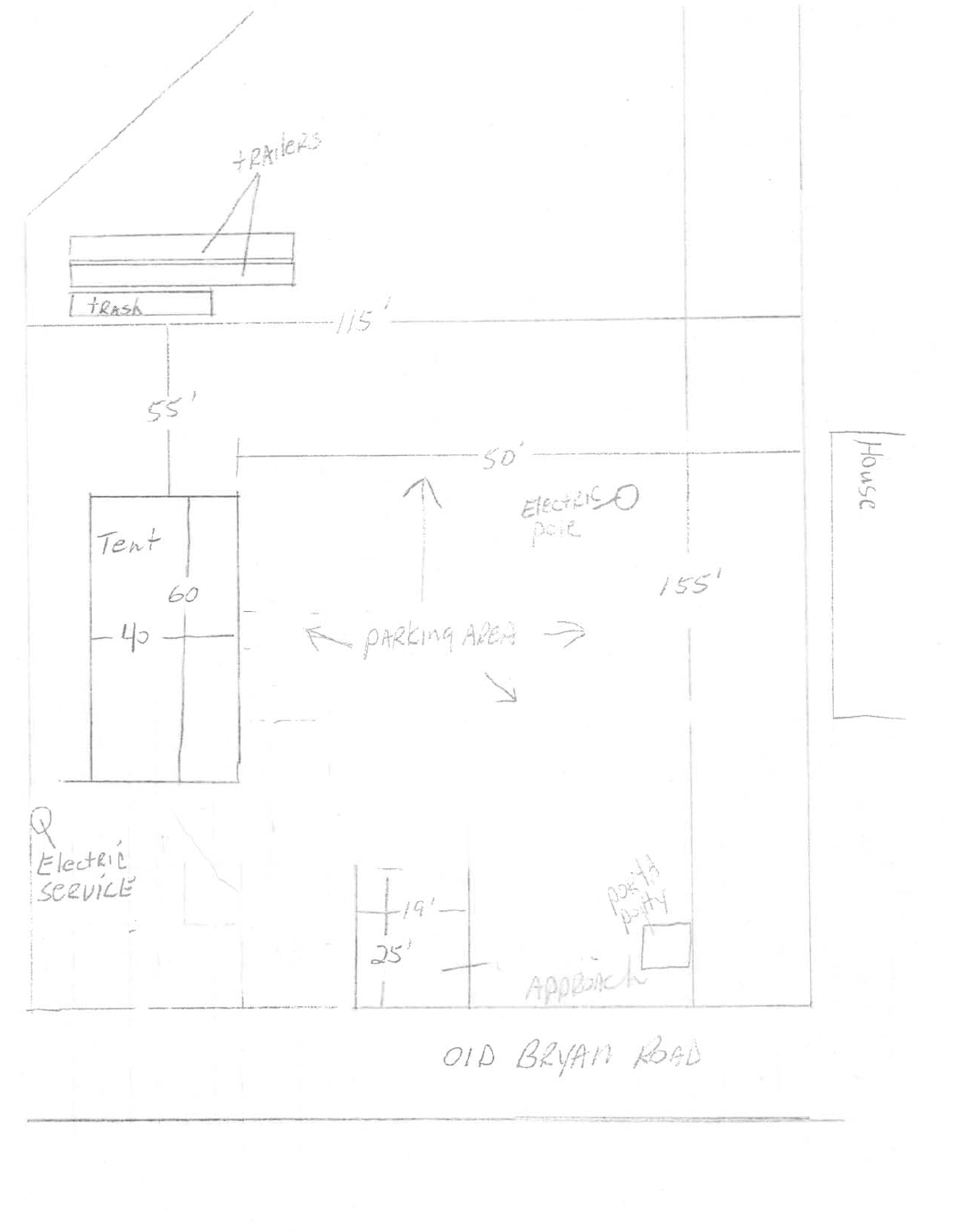trailers

trash

115'

55'

50'

Tent

60

40

Electric pole

155'

parking area

House

Electric service

19'

25'

porta potty

Approach

Old Bryan Road